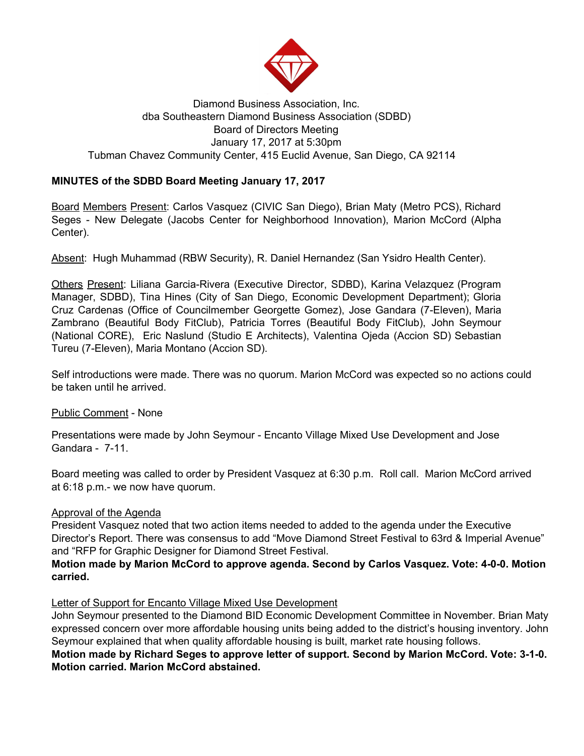Diamond Business Association, Inc.
dba Southeastern Diamond Business Association (SDBD)
Board of Directors Meeting
January 17, 2017 at 5:30pm
Tubman Chavez Community Center, 415 Euclid Avenue, San Diego, CA 92114

**MINUTES of the SDBD Board Meeting January 17, 2017**

Board Members Present: Carlos Vasquez (CIVIC San Diego), Brian Maty (Metro PCS), Richard Seges - New Delegate (Jacobs Center for Neighborhood Innovation), Marion McCord (Alpha Center).

Absent: Hugh Muhammad (RBW Security), R. Daniel Hernandez (San Ysidro Health Center).

Others Present: Liliana Garcia-Rivera (Executive Director, SDBD), Karina Velazquez (Program Manager, SDBD), Tina Hines (City of San Diego, Economic Development Department); Gloria Cruz Cardenas (Office of Councilmember Georgette Gomez), Jose Gandara (7-Eleven), Maria Zambrano (Beautiful Body FitClub), Patricia Torres (Beautiful Body FitClub), John Seymour (National CORE), Eric Naslund (Studio E Architects), Valentina Ojeda (Accion SD) Sebastian Tureu (7-Eleven), Maria Montano (Accion SD).

Self introductions were made. There was no quorum. Marion McCord was expected so no actions could be taken until he arrived.

Public Comment - None

Presentations were made by John Seymour - Encanto Village Mixed Use Development and Jose Gandara - 7-11.

Board meeting was called to order by President Vasquez at 6:30 p.m. Roll call. Marion McCord arrived at 6:18 p.m.- we now have quorum.

Approval of the Agenda

President Vasquez noted that two action items needed to added to the agenda under the Executive Director's Report. There was consensus to add "Move Diamond Street Festival to 63rd & Imperial Avenue" and "RFP for Graphic Designer for Diamond Street Festival.

**Motion made by Marion McCord to approve agenda. Second by Carlos Vasquez. Vote: 4-0-0. Motion carried.**

Letter of Support for Encanto Village Mixed Use Development

John Seymour presented to the Diamond BID Economic Development Committee in November. Brian Maty expressed concern over more affordable housing units being added to the district's housing inventory. John Seymour explained that when quality affordable housing is built, market rate housing follows.

**Motion made by Richard Seges to approve letter of support. Second by Marion McCord. Vote: 3-1-0. Motion carried. Marion McCord abstained.**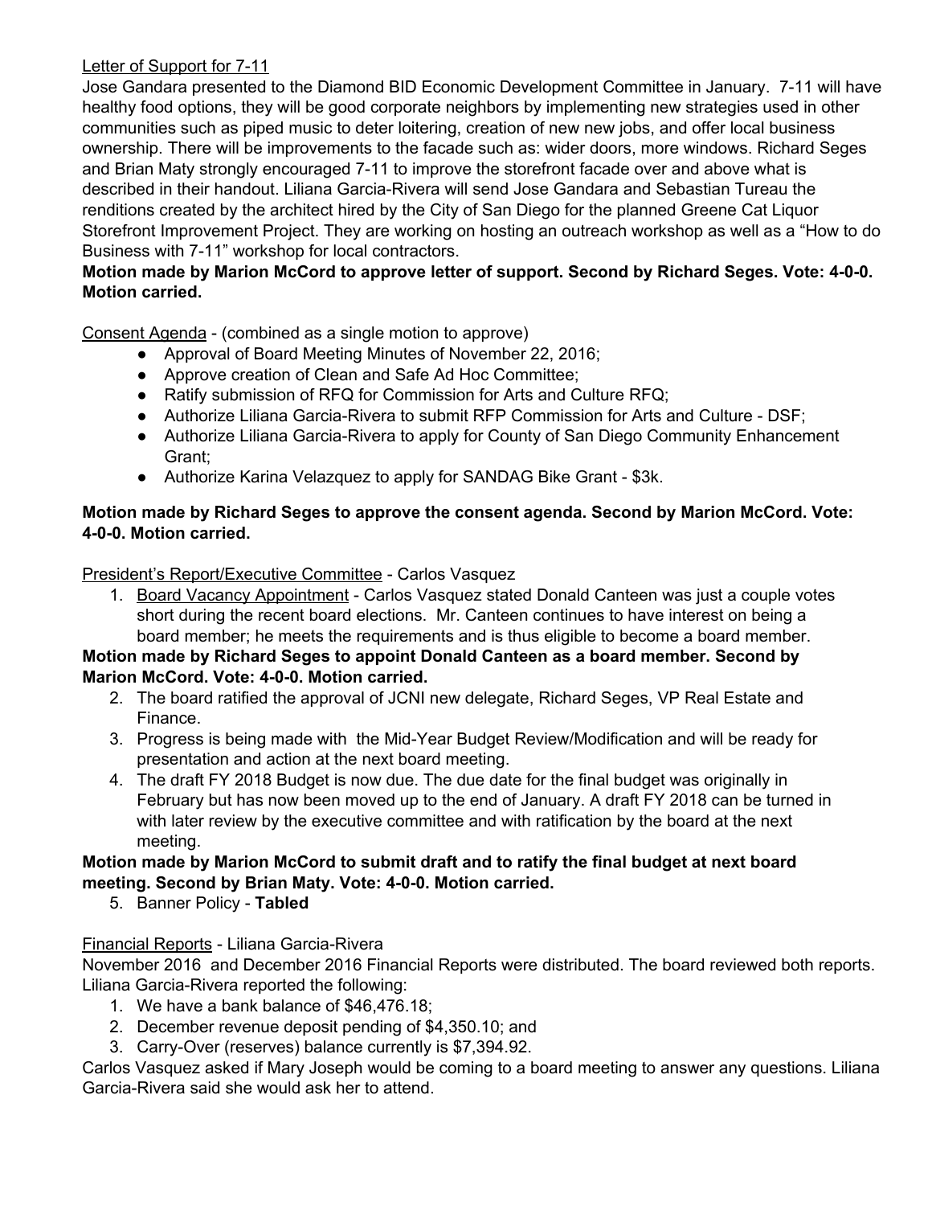Letter of Support for 7-11

Jose Gandara presented to the Diamond BID Economic Development Committee in January. 7-11 will have healthy food options, they will be good corporate neighbors by implementing new strategies used in other communities such as piped music to deter loitering, creation of new new jobs, and offer local business ownership. There will be improvements to the facade such as: wider doors, more windows. Richard Seges and Brian Maty strongly encouraged 7-11 to improve the storefront facade over and above what is described in their handout. Liliana Garcia-Rivera will send Jose Gandara and Sebastian Tureau the renditions created by the architect hired by the City of San Diego for the planned Greene Cat Liquor Storefront Improvement Project. They are working on hosting an outreach workshop as well as a "How to do Business with 7-11" workshop for local contractors.

**Motion made by Marion McCord to approve letter of support. Second by Richard Seges. Vote: 4-0-0. Motion carried.**

Consent Agenda - (combined as a single motion to approve)

- Approval of Board Meeting Minutes of November 22, 2016;
- Approve creation of Clean and Safe Ad Hoc Committee;
- Ratify submission of RFQ for Commission for Arts and Culture RFQ;
- Authorize Liliana Garcia-Rivera to submit RFP Commission for Arts and Culture - DSF;
- Authorize Liliana Garcia-Rivera to apply for County of San Diego Community Enhancement Grant;
- Authorize Karina Velazquez to apply for SANDAG Bike Grant - $3k.

**Motion made by Richard Seges to approve the consent agenda. Second by Marion McCord. Vote: 4-0-0. Motion carried.**

President's Report/Executive Committee - Carlos Vasquez

1. Board Vacancy Appointment - Carlos Vasquez stated Donald Canteen was just a couple votes short during the recent board elections. Mr. Canteen continues to have interest on being a board member; he meets the requirements and is thus eligible to become a board member.

**Motion made by Richard Seges to appoint Donald Canteen as a board member. Second by Marion McCord. Vote: 4-0-0. Motion carried.**

2. The board ratified the approval of JCNI new delegate, Richard Seges, VP Real Estate and Finance.
3. Progress is being made with the Mid-Year Budget Review/Modification and will be ready for presentation and action at the next board meeting.
4. The draft FY 2018 Budget is now due. The due date for the final budget was originally in February but has now been moved up to the end of January. A draft FY 2018 can be turned in with later review by the executive committee and with ratification by the board at the next meeting.

**Motion made by Marion McCord to submit draft and to ratify the final budget at next board meeting. Second by Brian Maty. Vote: 4-0-0. Motion carried.**

5. Banner Policy - **Tabled**

Financial Reports - Liliana Garcia-Rivera

November 2016 and December 2016 Financial Reports were distributed. The board reviewed both reports. Liliana Garcia-Rivera reported the following:

1. We have a bank balance of $46,476.18;
2. December revenue deposit pending of $4,350.10; and
3. Carry-Over (reserves) balance currently is $7,394.92.

Carlos Vasquez asked if Mary Joseph would be coming to a board meeting to answer any questions. Liliana Garcia-Rivera said she would ask her to attend.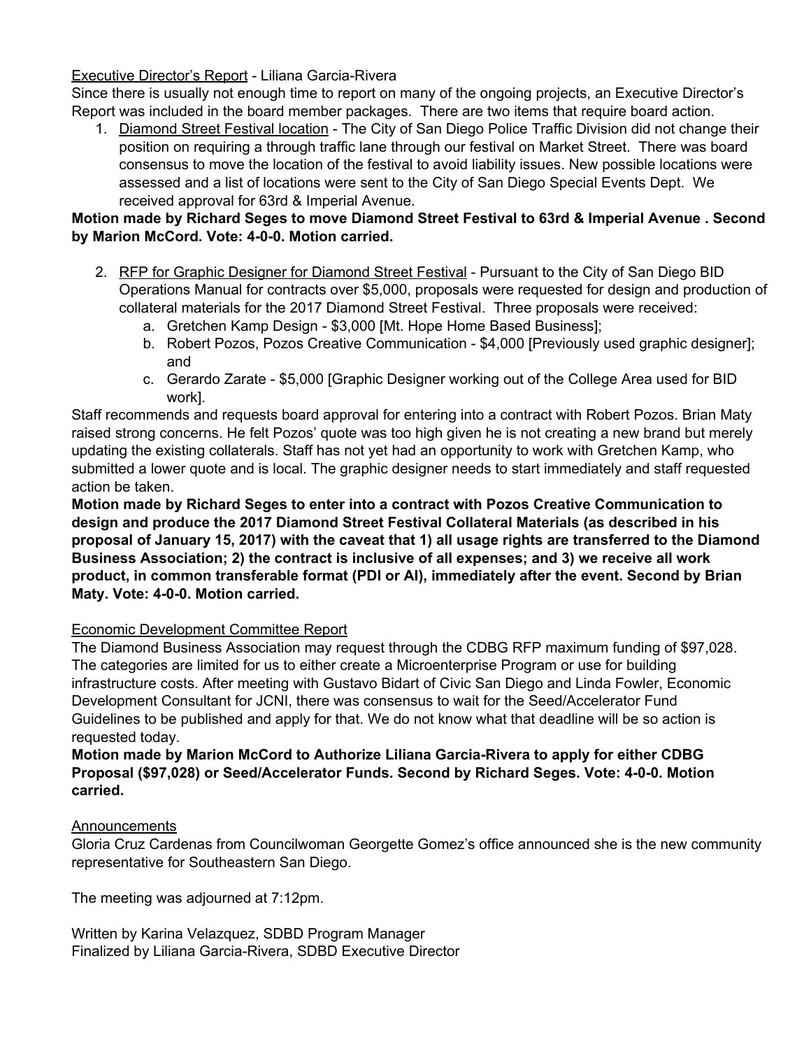Executive Director's Report - Liliana Garcia-Rivera

Since there is usually not enough time to report on many of the ongoing projects, an Executive Director's Report was included in the board member packages. There are two items that require board action.

1. Diamond Street Festival location - The City of San Diego Police Traffic Division did not change their position on requiring a through traffic lane through our festival on Market Street. There was board consensus to move the location of the festival to avoid liability issues. New possible locations were assessed and a list of locations were sent to the City of San Diego Special Events Dept. We received approval for 63rd & Imperial Avenue.

**Motion made by Richard Seges to move Diamond Street Festival to 63rd & Imperial Avenue . Second by Marion McCord. Vote: 4-0-0. Motion carried.**

2. RFP for Graphic Designer for Diamond Street Festival - Pursuant to the City of San Diego BID Operations Manual for contracts over $5,000, proposals were requested for design and production of collateral materials for the 2017 Diamond Street Festival. Three proposals were received:
   a. Gretchen Kamp Design - $3,000 [Mt. Hope Home Based Business];
   b. Robert Pozos, Pozos Creative Communication - $4,000 [Previously used graphic designer]; and
   c. Gerardo Zarate - $5,000 [Graphic Designer working out of the College Area used for BID work].

Staff recommends and requests board approval for entering into a contract with Robert Pozos. Brian Maty raised strong concerns. He felt Pozos' quote was too high given he is not creating a new brand but merely updating the existing collaterals. Staff has not yet had an opportunity to work with Gretchen Kamp, who submitted a lower quote and is local. The graphic designer needs to start immediately and staff requested action be taken.

**Motion made by Richard Seges to enter into a contract with Pozos Creative Communication to design and produce the 2017 Diamond Street Festival Collateral Materials (as described in his proposal of January 15, 2017) with the caveat that 1) all usage rights are transferred to the Diamond Business Association; 2) the contract is inclusive of all expenses; and 3) we receive all work product, in common transferable format (PDI or AI), immediately after the event. Second by Brian Maty. Vote: 4-0-0. Motion carried.**

Economic Development Committee Report

The Diamond Business Association may request through the CDBG RFP maximum funding of $97,028. The categories are limited for us to either create a Microenterprise Program or use for building infrastructure costs. After meeting with Gustavo Bidart of Civic San Diego and Linda Fowler, Economic Development Consultant for JCNI, there was consensus to wait for the Seed/Accelerator Fund Guidelines to be published and apply for that. We do not know what that deadline will be so action is requested today.

**Motion made by Marion McCord to Authorize Liliana Garcia-Rivera to apply for either CDBG Proposal ($97,028) or Seed/Accelerator Funds. Second by Richard Seges. Vote: 4-0-0. Motion carried.**

Announcements

Gloria Cruz Cardenas from Councilwoman Georgette Gomez's office announced she is the new community representative for Southeastern San Diego.

The meeting was adjourned at 7:12pm.

Written by Karina Velazquez, SDBD Program Manager
Finalized by Liliana Garcia-Rivera, SDBD Executive Director